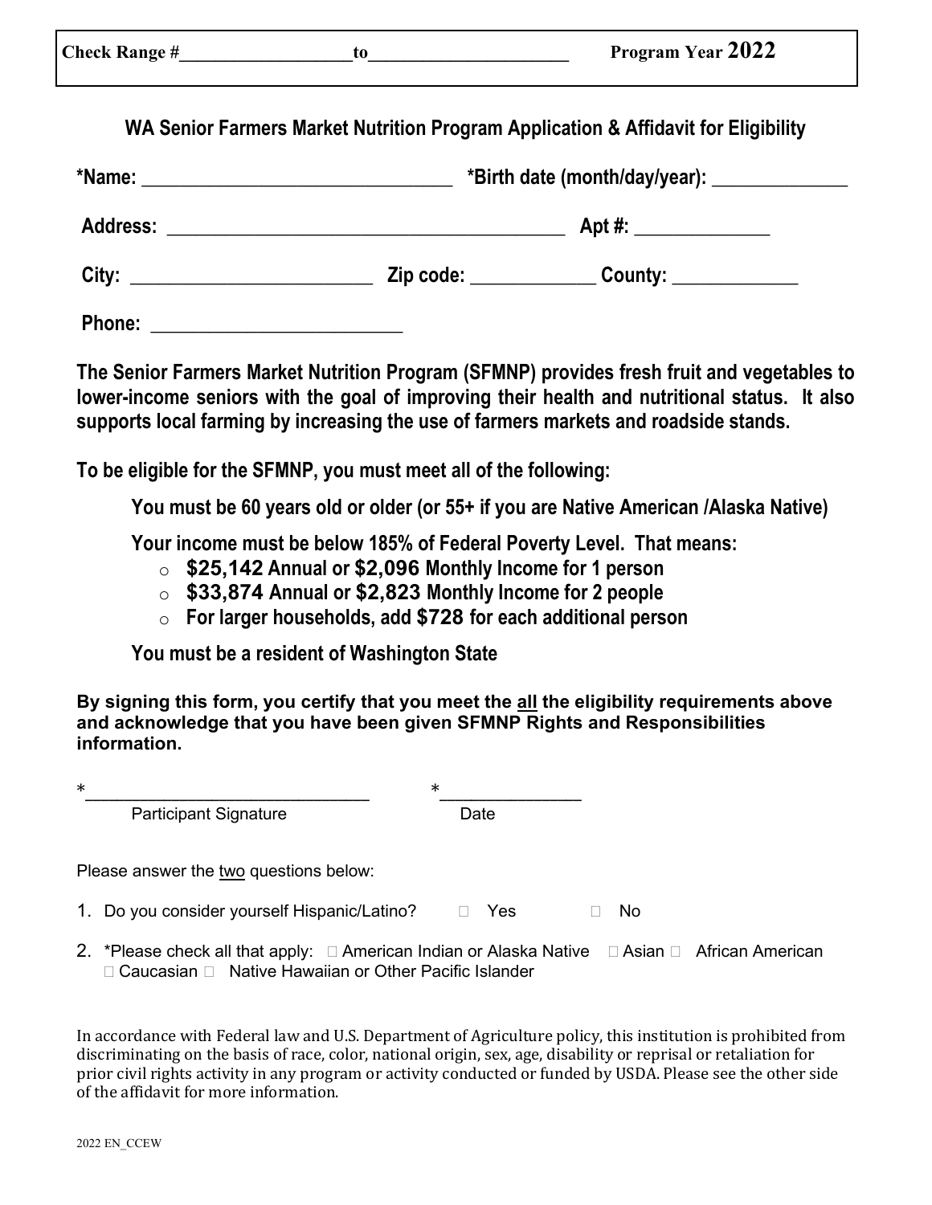**Check Range #__________________to____________________ Program Year 2022**

### WA Senior Farmers Market Nutrition Program Application & Affidavit for Eligibility

**\*Name:** ______________________________ **\*Birth date (month/day/year):** _____________

**Address:** ______________________________________ **Apt #:** _____________

**City:** ______________________ **Zip code:** ____________ **County:** ____________

**Phone:** ________________________

**The Senior Farmers Market Nutrition Program (SFMNP) provides fresh fruit and vegetables to lower-income seniors with the goal of improving their health and nutritional status. It also supports local farming by increasing the use of farmers markets and roadside stands.**

**To be eligible for the SFMNP, you must meet all of the following:**

**You must be 60 years old or older (or 55+ if you are Native American /Alaska Native)**

**Your income must be below 185% of Federal Poverty Level. That means:**

- **$25,142 Annual or $2,096 Monthly Income for 1 person**
- **$33,874 Annual or $2,823 Monthly Income for 2 people**
- **For larger households, add $728 for each additional person**

**You must be a resident of Washington State**

**By signing this form, you certify that you meet the <u>all</u> the eligibility requirements above and acknowledge that you have been given SFMNP Rights and Responsibilities information.**

\*____________________________ \*_____________
Participant Signature Date

Please answer the <u>two</u> questions below:

1. Do you consider yourself Hispanic/Latino? ☐ Yes ☐ No
2. \*Please check all that apply: ☐ American Indian or Alaska Native ☐ Asian ☐ African American ☐ Caucasian ☐ Native Hawaiian or Other Pacific Islander

In accordance with Federal law and U.S. Department of Agriculture policy, this institution is prohibited from discriminating on the basis of race, color, national origin, sex, age, disability or reprisal or retaliation for prior civil rights activity in any program or activity conducted or funded by USDA. Please see the other side of the affidavit for more information.

2022 EN_CCEW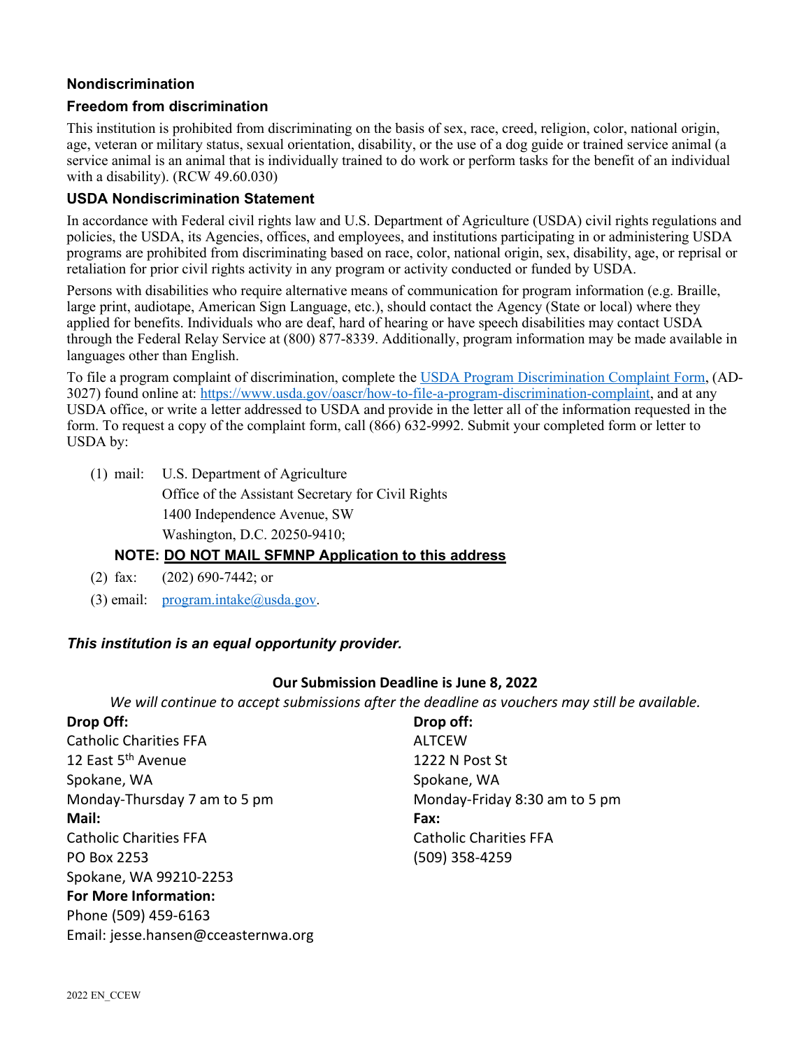## Nondiscrimination

### Freedom from discrimination

This institution is prohibited from discriminating on the basis of sex, race, creed, religion, color, national origin, age, veteran or military status, sexual orientation, disability, or the use of a dog guide or trained service animal (a service animal is an animal that is individually trained to do work or perform tasks for the benefit of an individual with a disability). (RCW 49.60.030)

### USDA Nondiscrimination Statement

In accordance with Federal civil rights law and U.S. Department of Agriculture (USDA) civil rights regulations and policies, the USDA, its Agencies, offices, and employees, and institutions participating in or administering USDA programs are prohibited from discriminating based on race, color, national origin, sex, disability, age, or reprisal or retaliation for prior civil rights activity in any program or activity conducted or funded by USDA.

Persons with disabilities who require alternative means of communication for program information (e.g. Braille, large print, audiotape, American Sign Language, etc.), should contact the Agency (State or local) where they applied for benefits. Individuals who are deaf, hard of hearing or have speech disabilities may contact USDA through the Federal Relay Service at (800) 877-8339. Additionally, program information may be made available in languages other than English.

To file a program complaint of discrimination, complete the [USDA Program Discrimination Complaint Form](https://www.usda.gov/oascr/how-to-file-a-program-discrimination-complaint), (AD-3027) found online at: https://www.usda.gov/oascr/how-to-file-a-program-discrimination-complaint, and at any USDA office, or write a letter addressed to USDA and provide in the letter all of the information requested in the form. To request a copy of the complaint form, call (866) 632-9992. Submit your completed form or letter to USDA by:

(1) mail: U.S. Department of Agriculture
Office of the Assistant Secretary for Civil Rights
1400 Independence Avenue, SW
Washington, D.C. 20250-9410;

**NOTE: DO NOT MAIL SFMNP Application to this address**

(2) fax: (202) 690-7442; or

(3) email: program.intake@usda.gov.

***This institution is an equal opportunity provider.***

**Our Submission Deadline is June 8, 2022**

*We will continue to accept submissions after the deadline as vouchers may still be available.*

**Drop Off:**
Catholic Charities FFA
12 East 5th Avenue
Spokane, WA
Monday-Thursday 7 am to 5 pm

**Mail:**
Catholic Charities FFA
PO Box 2253
Spokane, WA 99210-2253

**For More Information:**
Phone (509) 459-6163
Email: jesse.hansen@cceasternwa.org

**Drop off:**
ALTCEW
1222 N Post St
Spokane, WA
Monday-Friday 8:30 am to 5 pm

**Fax:**
Catholic Charities FFA
(509) 358-4259

2022 EN_CCEW